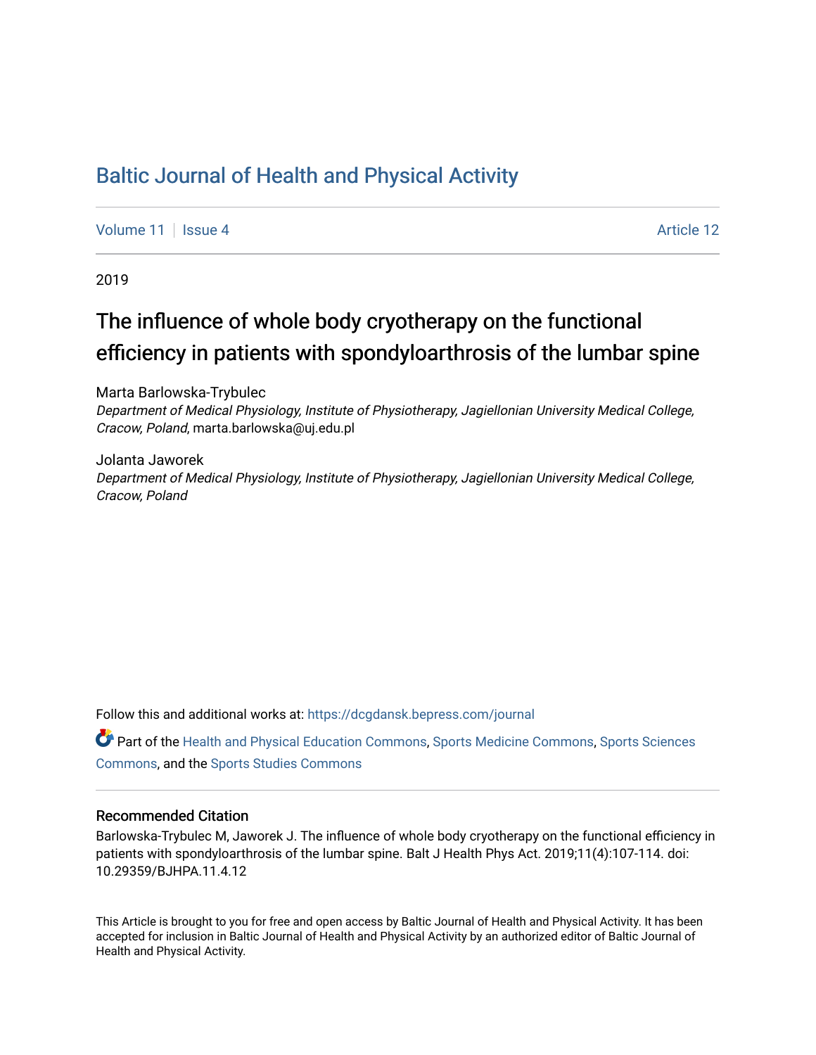# Baltic Journal of Health and Physical Activity

Volume 11 | Issue 4 | Article 12

2019

## The influence of whole body cryotherapy on the functional efficiency in patients with spondyloarthrosis of the lumbar spine

Marta Barlowska-Trybulec
*Department of Medical Physiology, Institute of Physiotherapy, Jagiellonian University Medical College, Cracow, Poland*, marta.barlowska@uj.edu.pl

Jolanta Jaworek
*Department of Medical Physiology, Institute of Physiotherapy, Jagiellonian University Medical College, Cracow, Poland*

Follow this and additional works at: https://dcgdansk.bepress.com/journal

Part of the Health and Physical Education Commons, Sports Medicine Commons, Sports Sciences Commons, and the Sports Studies Commons

### Recommended Citation

Barlowska-Trybulec M, Jaworek J. The influence of whole body cryotherapy on the functional efficiency in patients with spondyloarthrosis of the lumbar spine. Balt J Health Phys Act. 2019;11(4):107-114. doi: 10.29359/BJHPA.11.4.12

This Article is brought to you for free and open access by Baltic Journal of Health and Physical Activity. It has been accepted for inclusion in Baltic Journal of Health and Physical Activity by an authorized editor of Baltic Journal of Health and Physical Activity.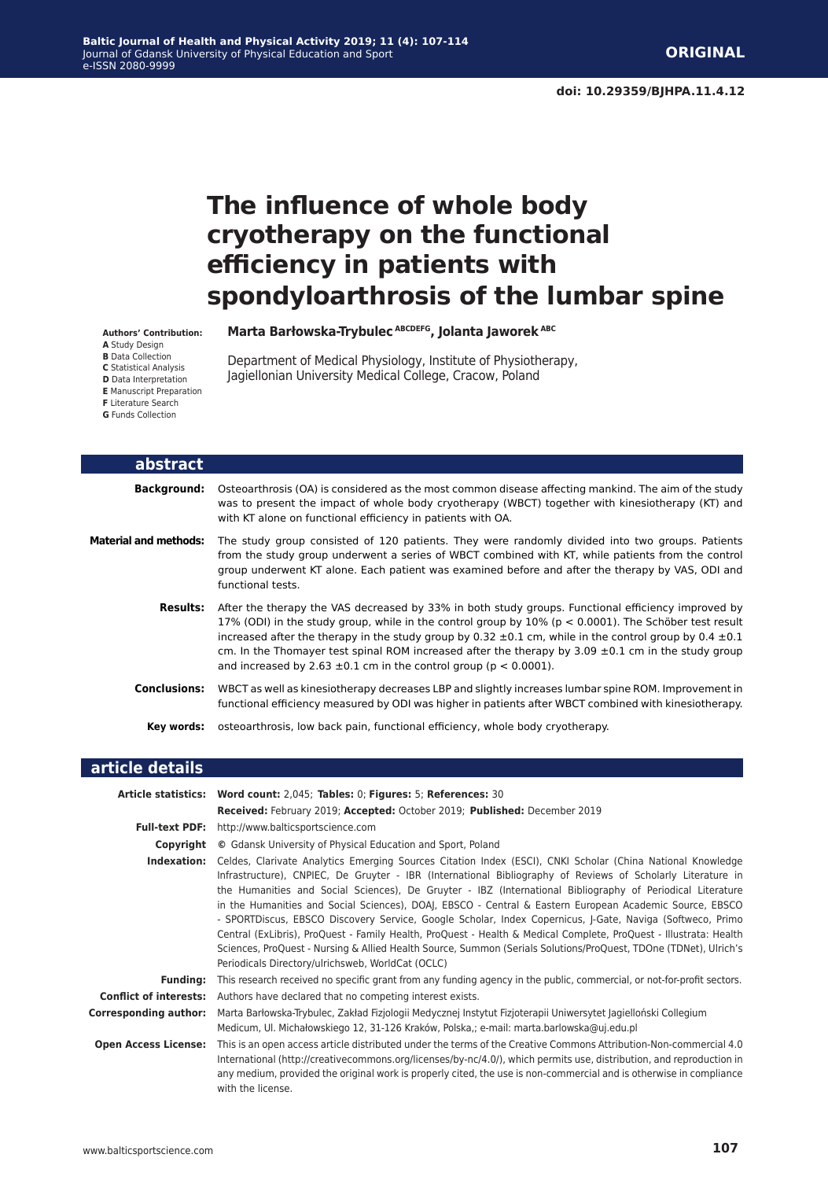doi: 10.29359/BJHPA.11.4.12

# The influence of whole body cryotherapy on the functional efficiency in patients with spondyloarthrosis of the lumbar spine

**Marta Barłowska-Trybulec** [ABCDEFG], **Jolanta Jaworek** [ABC]

Department of Medical Physiology, Institute of Physiotherapy, Jagiellonian University Medical College, Cracow, Poland

**Authors' Contribution:**
**A** Study Design
**B** Data Collection
**C** Statistical Analysis
**D** Data Interpretation
**E** Manuscript Preparation
**F** Literature Search
**G** Funds Collection

## abstract

**Background:** Osteoarthrosis (OA) is considered as the most common disease affecting mankind. The aim of the study was to present the impact of whole body cryotherapy (WBCT) together with kinesiotherapy (KT) and with KT alone on functional efficiency in patients with OA.

**Material and methods:** The study group consisted of 120 patients. They were randomly divided into two groups. Patients from the study group underwent a series of WBCT combined with KT, while patients from the control group underwent KT alone. Each patient was examined before and after the therapy by VAS, ODI and functional tests.

**Results:** After the therapy the VAS decreased by 33% in both study groups. Functional efficiency improved by 17% (ODI) in the study group, while in the control group by 10% ($p < 0.0001$). The Schöber test result increased after the therapy in the study group by 0.32 ±0.1 cm, while in the control group by 0.4 ±0.1 cm. In the Thomayer test spinal ROM increased after the therapy by 3.09 ±0.1 cm in the study group and increased by 2.63 ±0.1 cm in the control group ($p < 0.0001$).

**Conclusions:** WBCT as well as kinesiotherapy decreases LBP and slightly increases lumbar spine ROM. Improvement in functional efficiency measured by ODI was higher in patients after WBCT combined with kinesiotherapy.

**Key words:** osteoarthrosis, low back pain, functional efficiency, whole body cryotherapy.

## article details

**Article statistics:** **Word count:** 2,045; **Tables:** 0; **Figures:** 5; **References:** 30
**Received:** February 2019; **Accepted:** October 2019; **Published:** December 2019

**Full-text PDF:** http://www.balticsportscience.com

**Copyright** © Gdansk University of Physical Education and Sport, Poland

**Indexation:** Celdes, Clarivate Analytics Emerging Sources Citation Index (ESCI), CNKI Scholar (China National Knowledge Infrastructure), CNPIEC, De Gruyter - IBR (International Bibliography of Reviews of Scholarly Literature in the Humanities and Social Sciences), De Gruyter - IBZ (International Bibliography of Periodical Literature in the Humanities and Social Sciences), DOAJ, EBSCO - Central & Eastern European Academic Source, EBSCO - SPORTDiscus, EBSCO Discovery Service, Google Scholar, Index Copernicus, J-Gate, Naviga (Softweco, Primo Central (ExLibris), ProQuest - Family Health, ProQuest - Health & Medical Complete, ProQuest - Illustrata: Health Sciences, ProQuest - Nursing & Allied Health Source, Summon (Serials Solutions/ProQuest, TDOne (TDNet), Ulrich's Periodicals Directory/ulrichsweb, WorldCat (OCLC)

**Funding:** This research received no specific grant from any funding agency in the public, commercial, or not-for-profit sectors.

**Conflict of interests:** Authors have declared that no competing interest exists.

**Corresponding author:** Marta Barłowska-Trybulec, Zakład Fizjologii Medycznej Instytut Fizjoterapii Uniwersytet Jagielloński Collegium Medicum, Ul. Michałowskiego 12, 31-126 Kraków, Polska,; e-mail: marta.barlowska@uj.edu.pl

**Open Access License:** This is an open access article distributed under the terms of the Creative Commons Attribution-Non-commercial 4.0 International (http://creativecommons.org/licenses/by-nc/4.0/), which permits use, distribution, and reproduction in any medium, provided the original work is properly cited, the use is non-commercial and is otherwise in compliance with the license.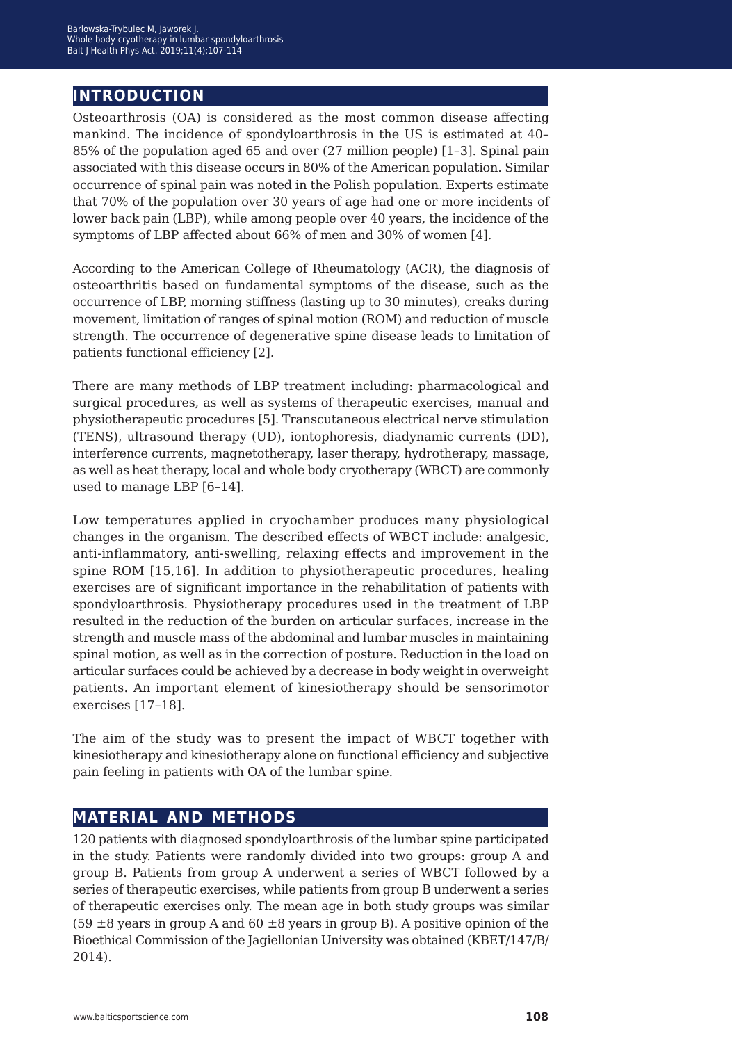## INTRODUCTION

Osteoarthrosis (OA) is considered as the most common disease affecting mankind. The incidence of spondyloarthrosis in the US is estimated at 40–85% of the population aged 65 and over (27 million people) [1–3]. Spinal pain associated with this disease occurs in 80% of the American population. Similar occurrence of spinal pain was noted in the Polish population. Experts estimate that 70% of the population over 30 years of age had one or more incidents of lower back pain (LBP), while among people over 40 years, the incidence of the symptoms of LBP affected about 66% of men and 30% of women [4].

According to the American College of Rheumatology (ACR), the diagnosis of osteoarthritis based on fundamental symptoms of the disease, such as the occurrence of LBP, morning stiffness (lasting up to 30 minutes), creaks during movement, limitation of ranges of spinal motion (ROM) and reduction of muscle strength. The occurrence of degenerative spine disease leads to limitation of patients functional efficiency [2].

There are many methods of LBP treatment including: pharmacological and surgical procedures, as well as systems of therapeutic exercises, manual and physiotherapeutic procedures [5]. Transcutaneous electrical nerve stimulation (TENS), ultrasound therapy (UD), iontophoresis, diadynamic currents (DD), interference currents, magnetotherapy, laser therapy, hydrotherapy, massage, as well as heat therapy, local and whole body cryotherapy (WBCT) are commonly used to manage LBP [6–14].

Low temperatures applied in cryochamber produces many physiological changes in the organism. The described effects of WBCT include: analgesic, anti-inflammatory, anti-swelling, relaxing effects and improvement in the spine ROM [15,16]. In addition to physiotherapeutic procedures, healing exercises are of significant importance in the rehabilitation of patients with spondyloarthrosis. Physiotherapy procedures used in the treatment of LBP resulted in the reduction of the burden on articular surfaces, increase in the strength and muscle mass of the abdominal and lumbar muscles in maintaining spinal motion, as well as in the correction of posture. Reduction in the load on articular surfaces could be achieved by a decrease in body weight in overweight patients. An important element of kinesiotherapy should be sensorimotor exercises [17–18].

The aim of the study was to present the impact of WBCT together with kinesiotherapy and kinesiotherapy alone on functional efficiency and subjective pain feeling in patients with OA of the lumbar spine.

## MATERIAL AND METHODS

120 patients with diagnosed spondyloarthrosis of the lumbar spine participated in the study. Patients were randomly divided into two groups: group A and group B. Patients from group A underwent a series of WBCT followed by a series of therapeutic exercises, while patients from group B underwent a series of therapeutic exercises only. The mean age in both study groups was similar (59 ±8 years in group A and 60 ±8 years in group B). A positive opinion of the Bioethical Commission of the Jagiellonian University was obtained (KBET/147/B/2014).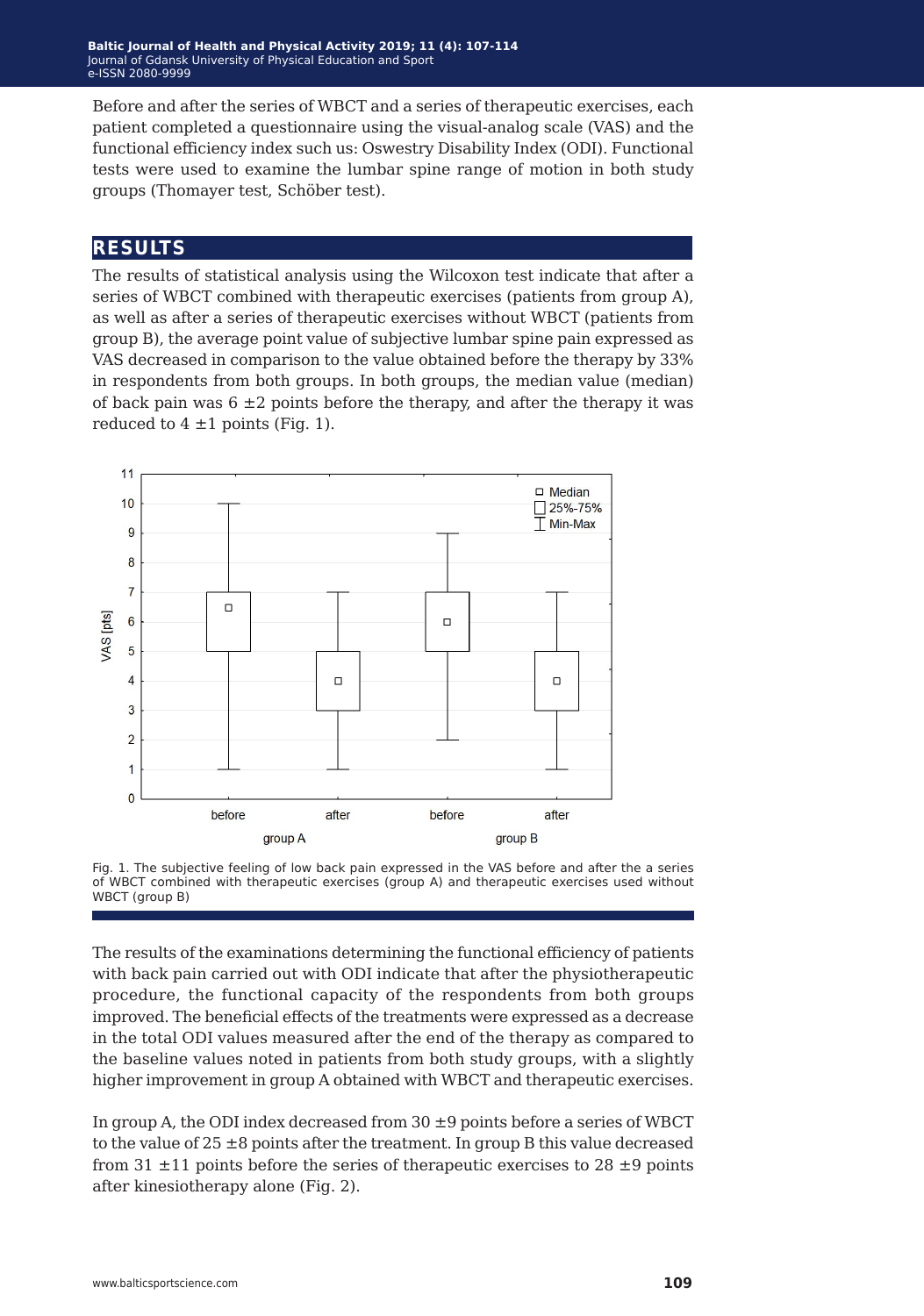Before and after the series of WBCT and a series of therapeutic exercises, each patient completed a questionnaire using the visual-analog scale (VAS) and the functional efficiency index such us: Oswestry Disability Index (ODI). Functional tests were used to examine the lumbar spine range of motion in both study groups (Thomayer test, Schöber test).

## RESULTS

The results of statistical analysis using the Wilcoxon test indicate that after a series of WBCT combined with therapeutic exercises (patients from group A), as well as after a series of therapeutic exercises without WBCT (patients from group B), the average point value of subjective lumbar spine pain expressed as VAS decreased in comparison to the value obtained before the therapy by 33% in respondents from both groups. In both groups, the median value (median) of back pain was 6 ±2 points before the therapy, and after the therapy it was reduced to 4 ±1 points (Fig. 1).

Fig. 1. The subjective feeling of low back pain expressed in the VAS before and after the a series of WBCT combined with therapeutic exercises (group A) and therapeutic exercises used without WBCT (group B)

The results of the examinations determining the functional efficiency of patients with back pain carried out with ODI indicate that after the physiotherapeutic procedure, the functional capacity of the respondents from both groups improved. The beneficial effects of the treatments were expressed as a decrease in the total ODI values measured after the end of the therapy as compared to the baseline values noted in patients from both study groups, with a slightly higher improvement in group A obtained with WBCT and therapeutic exercises.

In group A, the ODI index decreased from 30 ±9 points before a series of WBCT to the value of 25 ±8 points after the treatment. In group B this value decreased from 31 ±11 points before the series of therapeutic exercises to 28 ±9 points after kinesiotherapy alone (Fig. 2).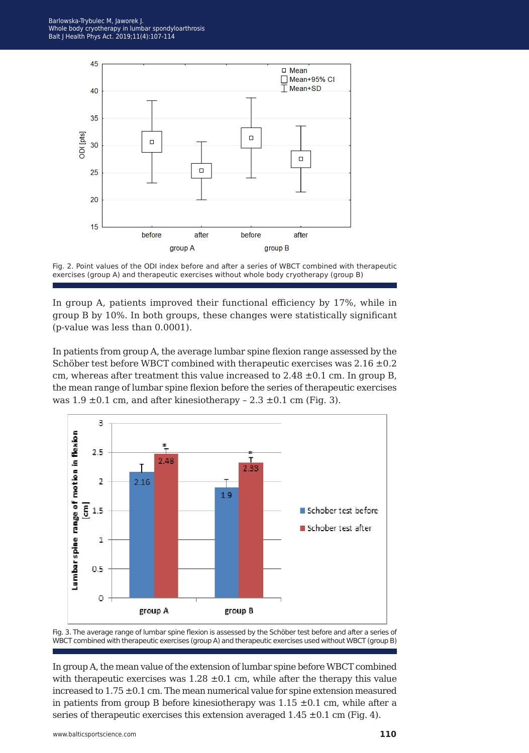Fig. 2. Point values of the ODI index before and after a series of WBCT combined with therapeutic exercises (group A) and therapeutic exercises without whole body cryotherapy (group B)

In group A, patients improved their functional efficiency by 17%, while in group B by 10%. In both groups, these changes were statistically significant (p-value was less than 0.0001).

In patients from group A, the average lumbar spine flexion range assessed by the Schöber test before WBCT combined with therapeutic exercises was 2.16 ±0.2 cm, whereas after treatment this value increased to 2.48 ±0.1 cm. In group B, the mean range of lumbar spine flexion before the series of therapeutic exercises was 1.9 ±0.1 cm, and after kinesiotherapy – 2.3 ±0.1 cm (Fig. 3).

Fig. 3. The average range of lumbar spine flexion is assessed by the Schöber test before and after a series of WBCT combined with therapeutic exercises (group A) and therapeutic exercises used without WBCT (group B)

In group A, the mean value of the extension of lumbar spine before WBCT combined with therapeutic exercises was 1.28 ±0.1 cm, while the therapy this value increased to 1.75 ±0.1 cm. The mean numerical value for spine extension measured in patients from group B before kinesiotherapy was 1.15 ±0.1 cm, while after a series of therapeutic exercises this extension averaged 1.45 ±0.1 cm (Fig. 4).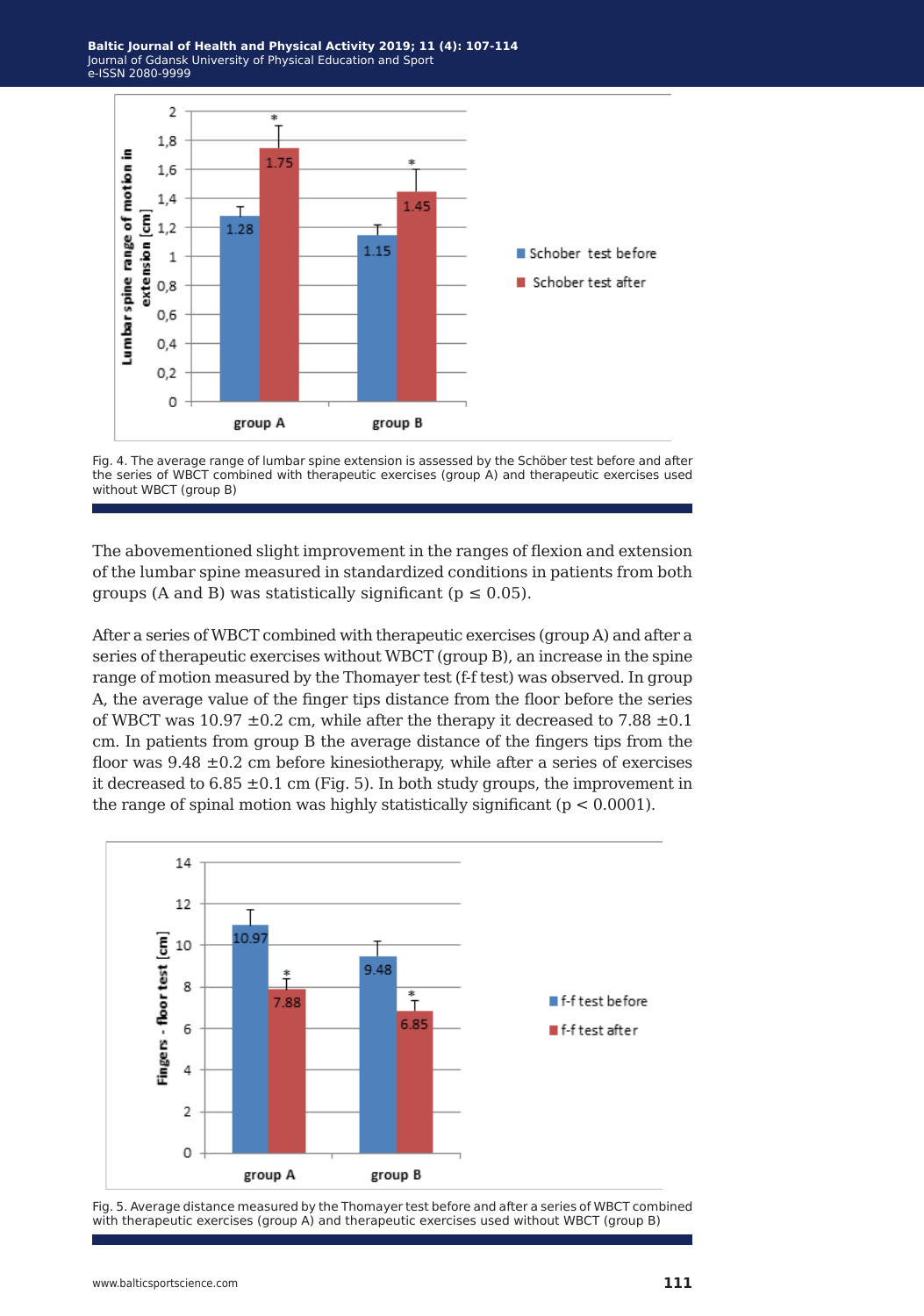Fig. 4. The average range of lumbar spine extension is assessed by the Schöber test before and after the series of WBCT combined with therapeutic exercises (group A) and therapeutic exercises used without WBCT (group B)

The abovementioned slight improvement in the ranges of flexion and extension of the lumbar spine measured in standardized conditions in patients from both groups (A and B) was statistically significant ($p \leq 0.05$).

After a series of WBCT combined with therapeutic exercises (group A) and after a series of therapeutic exercises without WBCT (group B), an increase in the spine range of motion measured by the Thomayer test (f-f test) was observed. In group A, the average value of the finger tips distance from the floor before the series of WBCT was 10.97 ±0.2 cm, while after the therapy it decreased to 7.88 ±0.1 cm. In patients from group B the average distance of the fingers tips from the floor was 9.48 ±0.2 cm before kinesiotherapy, while after a series of exercises it decreased to 6.85 ±0.1 cm (Fig. 5). In both study groups, the improvement in the range of spinal motion was highly statistically significant ($p < 0.0001$).

Fig. 5. Average distance measured by the Thomayer test before and after a series of WBCT combined with therapeutic exercises (group A) and therapeutic exercises used without WBCT (group B)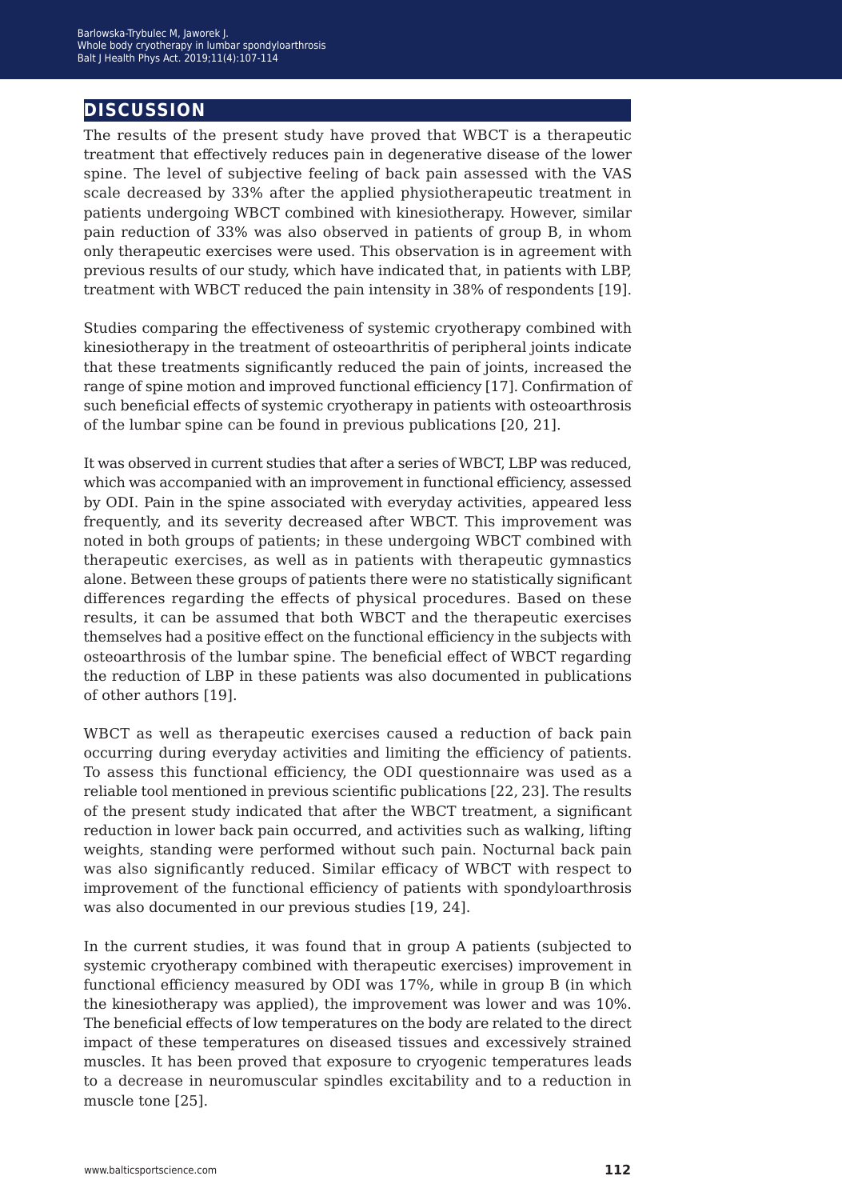## DISCUSSION

The results of the present study have proved that WBCT is a therapeutic treatment that effectively reduces pain in degenerative disease of the lower spine. The level of subjective feeling of back pain assessed with the VAS scale decreased by 33% after the applied physiotherapeutic treatment in patients undergoing WBCT combined with kinesiotherapy. However, similar pain reduction of 33% was also observed in patients of group B, in whom only therapeutic exercises were used. This observation is in agreement with previous results of our study, which have indicated that, in patients with LBP, treatment with WBCT reduced the pain intensity in 38% of respondents [19].

Studies comparing the effectiveness of systemic cryotherapy combined with kinesiotherapy in the treatment of osteoarthritis of peripheral joints indicate that these treatments significantly reduced the pain of joints, increased the range of spine motion and improved functional efficiency [17]. Confirmation of such beneficial effects of systemic cryotherapy in patients with osteoarthrosis of the lumbar spine can be found in previous publications [20, 21].

It was observed in current studies that after a series of WBCT, LBP was reduced, which was accompanied with an improvement in functional efficiency, assessed by ODI. Pain in the spine associated with everyday activities, appeared less frequently, and its severity decreased after WBCT. This improvement was noted in both groups of patients; in these undergoing WBCT combined with therapeutic exercises, as well as in patients with therapeutic gymnastics alone. Between these groups of patients there were no statistically significant differences regarding the effects of physical procedures. Based on these results, it can be assumed that both WBCT and the therapeutic exercises themselves had a positive effect on the functional efficiency in the subjects with osteoarthrosis of the lumbar spine. The beneficial effect of WBCT regarding the reduction of LBP in these patients was also documented in publications of other authors [19].

WBCT as well as therapeutic exercises caused a reduction of back pain occurring during everyday activities and limiting the efficiency of patients. To assess this functional efficiency, the ODI questionnaire was used as a reliable tool mentioned in previous scientific publications [22, 23]. The results of the present study indicated that after the WBCT treatment, a significant reduction in lower back pain occurred, and activities such as walking, lifting weights, standing were performed without such pain. Nocturnal back pain was also significantly reduced. Similar efficacy of WBCT with respect to improvement of the functional efficiency of patients with spondyloarthrosis was also documented in our previous studies [19, 24].

In the current studies, it was found that in group A patients (subjected to systemic cryotherapy combined with therapeutic exercises) improvement in functional efficiency measured by ODI was 17%, while in group B (in which the kinesiotherapy was applied), the improvement was lower and was 10%. The beneficial effects of low temperatures on the body are related to the direct impact of these temperatures on diseased tissues and excessively strained muscles. It has been proved that exposure to cryogenic temperatures leads to a decrease in neuromuscular spindles excitability and to a reduction in muscle tone [25].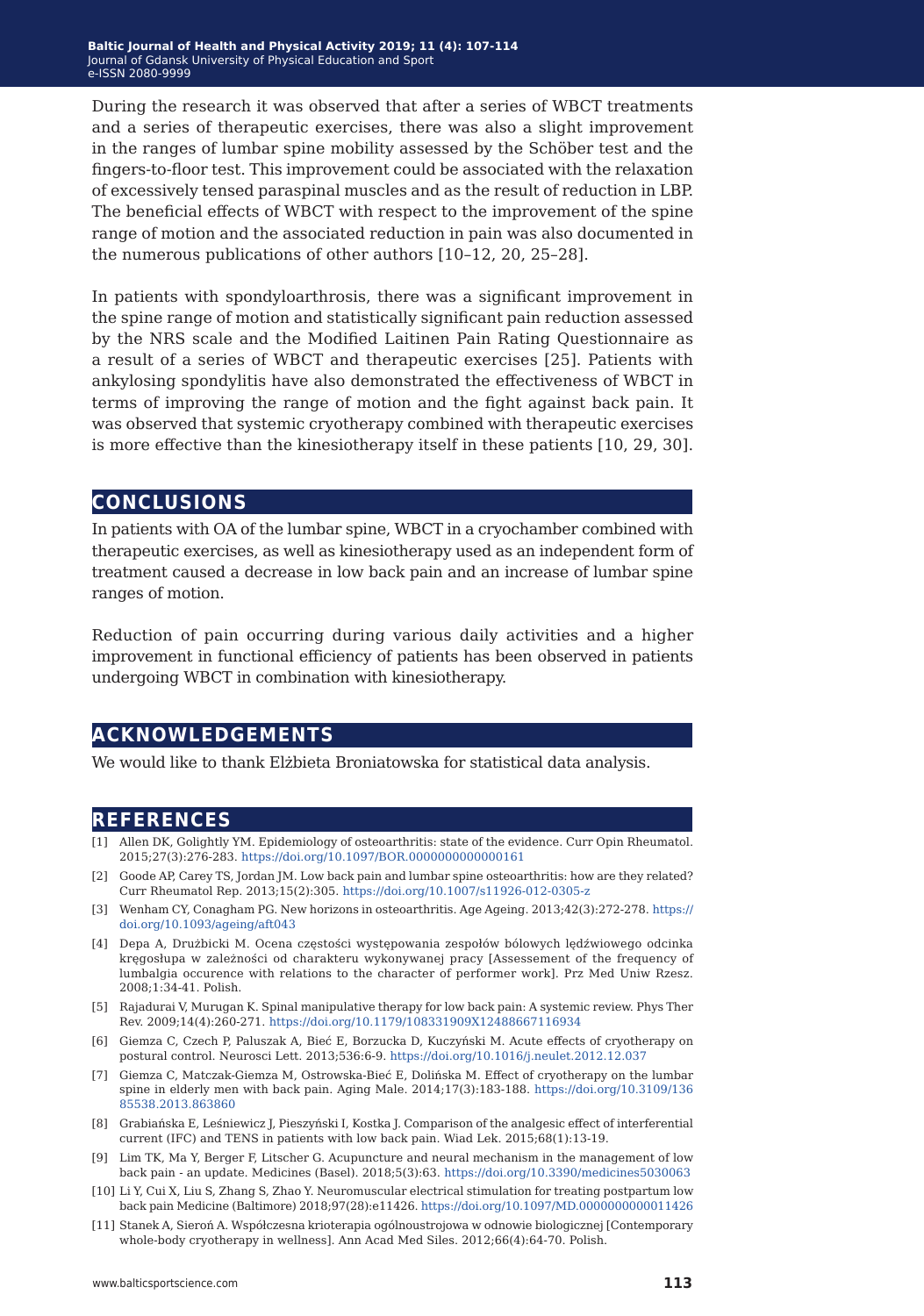During the research it was observed that after a series of WBCT treatments and a series of therapeutic exercises, there was also a slight improvement in the ranges of lumbar spine mobility assessed by the Schöber test and the fingers-to-floor test. This improvement could be associated with the relaxation of excessively tensed paraspinal muscles and as the result of reduction in LBP. The beneficial effects of WBCT with respect to the improvement of the spine range of motion and the associated reduction in pain was also documented in the numerous publications of other authors [10–12, 20, 25–28].

In patients with spondyloarthrosis, there was a significant improvement in the spine range of motion and statistically significant pain reduction assessed by the NRS scale and the Modified Laitinen Pain Rating Questionnaire as a result of a series of WBCT and therapeutic exercises [25]. Patients with ankylosing spondylitis have also demonstrated the effectiveness of WBCT in terms of improving the range of motion and the fight against back pain. It was observed that systemic cryotherapy combined with therapeutic exercises is more effective than the kinesiotherapy itself in these patients [10, 29, 30].

## CONCLUSIONS

In patients with OA of the lumbar spine, WBCT in a cryochamber combined with therapeutic exercises, as well as kinesiotherapy used as an independent form of treatment caused a decrease in low back pain and an increase of lumbar spine ranges of motion.

Reduction of pain occurring during various daily activities and a higher improvement in functional efficiency of patients has been observed in patients undergoing WBCT in combination with kinesiotherapy.

## ACKNOWLEDGEMENTS

We would like to thank Elżbieta Broniatowska for statistical data analysis.

## REFERENCES

[1] Allen DK, Golightly YM. Epidemiology of osteoarthritis: state of the evidence. Curr Opin Rheumatol. 2015;27(3):276-283. https://doi.org/10.1097/BOR.0000000000000161

[2] Goode AP, Carey TS, Jordan JM. Low back pain and lumbar spine osteoarthritis: how are they related? Curr Rheumatol Rep. 2013;15(2):305. https://doi.org/10.1007/s11926-012-0305-z

[3] Wenham CY, Conagham PG. New horizons in osteoarthritis. Age Ageing. 2013;42(3):272-278. https://doi.org/10.1093/ageing/aft043

[4] Depa A, Drużbicki M. Ocena częstości występowania zespołów bólowych lędźwiowego odcinka kręgosłupa w zależności od charakteru wykonywanej pracy [Assessement of the frequency of lumbalgia occurence with relations to the character of performer work]. Prz Med Uniw Rzesz. 2008;1:34-41. Polish.

[5] Rajadurai V, Murugan K. Spinal manipulative therapy for low back pain: A systemic review. Phys Ther Rev. 2009;14(4):260-271. https://doi.org/10.1179/108331909X12488667116934

[6] Giemza C, Czech P, Paluszak A, Bieć E, Borzucka D, Kuczyński M. Acute effects of cryotherapy on postural control. Neurosci Lett. 2013;536:6-9. https://doi.org/10.1016/j.neulet.2012.12.037

[7] Giemza C, Matczak-Giemza M, Ostrowska-Bieć E, Dolińska M. Effect of cryotherapy on the lumbar spine in elderly men with back pain. Aging Male. 2014;17(3):183-188. https://doi.org/10.3109/13685538.2013.863860

[8] Grabiańska E, Leśniewicz J, Pieszyński I, Kostka J. Comparison of the analgesic effect of interferential current (IFC) and TENS in patients with low back pain. Wiad Lek. 2015;68(1):13-19.

[9] Lim TK, Ma Y, Berger F, Litscher G. Acupuncture and neural mechanism in the management of low back pain - an update. Medicines (Basel). 2018;5(3):63. https://doi.org/10.3390/medicines5030063

[10] Li Y, Cui X, Liu S, Zhang S, Zhao Y. Neuromuscular electrical stimulation for treating postpartum low back pain Medicine (Baltimore) 2018;97(28):e11426. https://doi.org/10.1097/MD.0000000000011426

[11] Stanek A, Sieroń A. Współczesna krioterapia ogólnoustrojowa w odnowie biologicznej [Contemporary whole-body cryotherapy in wellness]. Ann Acad Med Siles. 2012;66(4):64-70. Polish.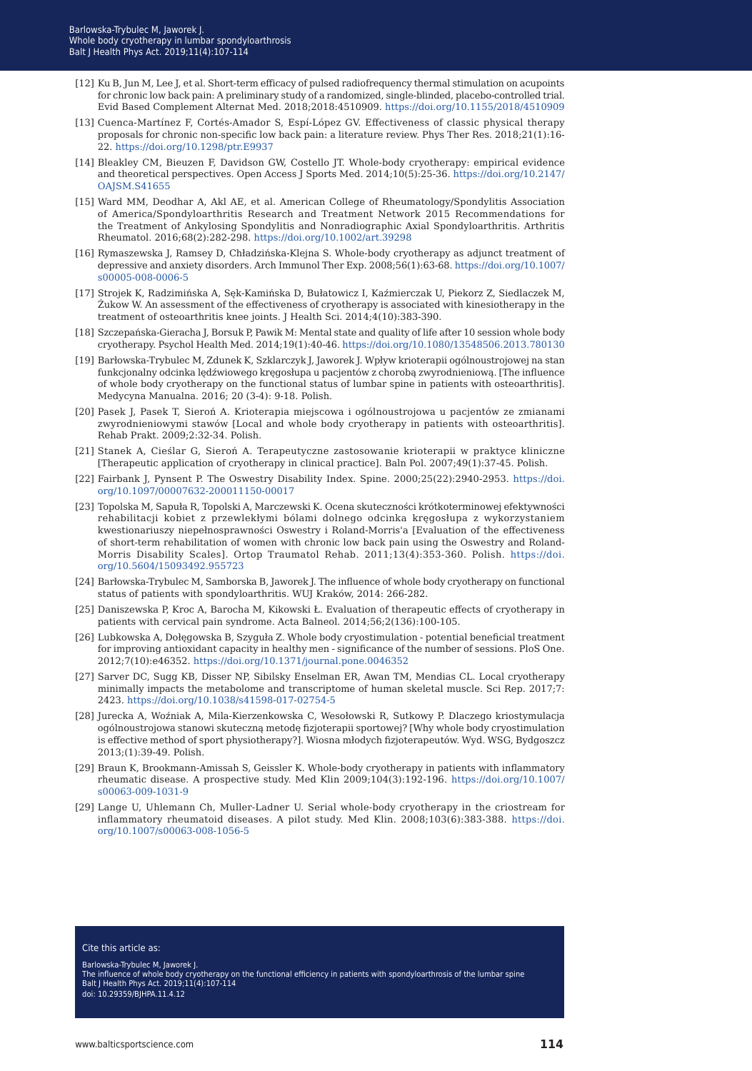[12] Ku B, Jun M, Lee J, et al. Short-term efficacy of pulsed radiofrequency thermal stimulation on acupoints for chronic low back pain: A preliminary study of a randomized, single-blinded, placebo-controlled trial. Evid Based Complement Alternat Med. 2018;2018:4510909. https://doi.org/10.1155/2018/4510909

[13] Cuenca-Martínez F, Cortés-Amador S, Espí-López GV. Effectiveness of classic physical therapy proposals for chronic non-specific low back pain: a literature review. Phys Ther Res. 2018;21(1):16-22. https://doi.org/10.1298/ptr.E9937

[14] Bleakley CM, Bieuzen F, Davidson GW, Costello JT. Whole-body cryotherapy: empirical evidence and theoretical perspectives. Open Access J Sports Med. 2014;10(5):25-36. https://doi.org/10.2147/OAJSM.S41655

[15] Ward MM, Deodhar A, Akl AE, et al. American College of Rheumatology/Spondylitis Association of America/Spondyloarthritis Research and Treatment Network 2015 Recommendations for the Treatment of Ankylosing Spondylitis and Nonradiographic Axial Spondyloarthritis. Arthritis Rheumatol. 2016;68(2):282-298. https://doi.org/10.1002/art.39298

[16] Rymaszewska J, Ramsey D, Chładzińska-Klejna S. Whole-body cryotherapy as adjunct treatment of depressive and anxiety disorders. Arch Immunol Ther Exp. 2008;56(1):63-68. https://doi.org/10.1007/s00005-008-0006-5

[17] Strojek K, Radzimińska A, Sęk-Kamińska D, Bułatowicz I, Kaźmierczak U, Piekorz Z, Siedlaczek M, Żukow W. An assessment of the effectiveness of cryotherapy is associated with kinesiotherapy in the treatment of osteoarthritis knee joints. J Health Sci. 2014;4(10):383-390.

[18] Szczepańska-Gieracha J, Borsuk P, Pawik M: Mental state and quality of life after 10 session whole body cryotherapy. Psychol Health Med. 2014;19(1):40-46. https://doi.org/10.1080/13548506.2013.780130

[19] Barłowska-Trybulec M, Zdunek K, Szklarczyk J, Jaworek J. Wpływ krioterapii ogólnoustrojowej na stan funkcjonalny odcinka lędźwiowego kręgosłupa u pacjentów z chorobą zwyrodnieniową. [The influence of whole body cryotherapy on the functional status of lumbar spine in patients with osteoarthritis]. Medycyna Manualna. 2016; 20 (3-4): 9-18. Polish.

[20] Pasek J, Pasek T, Sieroń A. Krioterapia miejscowa i ogólnoustrojowa u pacjentów ze zmianami zwyrodnieniowymi stawów [Local and whole body cryotherapy in patients with osteoarthritis]. Rehab Prakt. 2009;2:32-34. Polish.

[21] Stanek A, Cieślar G, Sieroń A. Terapeutyczne zastosowanie krioterapii w praktyce kliniczne [Therapeutic application of cryotherapy in clinical practice]. Baln Pol. 2007;49(1):37-45. Polish.

[22] Fairbank J, Pynsent P. The Oswestry Disability Index. Spine. 2000;25(22):2940-2953. https://doi.org/10.1097/00007632-200011150-00017

[23] Topolska M, Sapuła R, Topolski A, Marczewski K. Ocena skuteczności krótkoterminowej efektywności rehabilitacji kobiet z przewlekłymi bólami dolnego odcinka kręgosłupa z wykorzystaniem kwestionariuszy niepełnosprawności Oswestry i Roland-Morris'a [Evaluation of the effectiveness of short-term rehabilitation of women with chronic low back pain using the Oswestry and Roland-Morris Disability Scales]. Ortop Traumatol Rehab. 2011;13(4):353-360. Polish. https://doi.org/10.5604/15093492.955723

[24] Barłowska-Trybulec M, Samborska B, Jaworek J. The influence of whole body cryotherapy on functional status of patients with spondyloarthritis. WUJ Kraków, 2014: 266-282.

[25] Daniszewska P, Kroc A, Barocha M, Kikowski Ł. Evaluation of therapeutic effects of cryotherapy in patients with cervical pain syndrome. Acta Balneol. 2014;56;2(136):100-105.

[26] Lubkowska A, Dołęgowska B, Szyguła Z. Whole body cryostimulation - potential beneficial treatment for improving antioxidant capacity in healthy men - significance of the number of sessions. PloS One. 2012;7(10):e46352. https://doi.org/10.1371/journal.pone.0046352

[27] Sarver DC, Sugg KB, Disser NP, Sibilsky Enselman ER, Awan TM, Mendias CL. Local cryotherapy minimally impacts the metabolome and transcriptome of human skeletal muscle. Sci Rep. 2017;7:2423. https://doi.org/10.1038/s41598-017-02754-5

[28] Jurecka A, Woźniak A, Mila-Kierzenkowska C, Wesołowski R, Sutkowy P. Dlaczego kriostymulacja ogólnoustrojowa stanowi skuteczną metodę fizjoterapii sportowej? [Why whole body cryostimulation is effective method of sport physiotherapy?]. Wiosna młodych fizjoterapeutów. Wyd. WSG, Bydgoszcz 2013;(1):39-49. Polish.

[29] Braun K, Brookmann-Amissah S, Geissler K. Whole-body cryotherapy in patients with inflammatory rheumatic disease. A prospective study. Med Klin 2009;104(3):192-196. https://doi.org/10.1007/s00063-009-1031-9

[29] Lange U, Uhlemann Ch, Muller-Ladner U. Serial whole-body cryotherapy in the criostream for inflammatory rheumatoid diseases. A pilot study. Med Klin. 2008;103(6):383-388. https://doi.org/10.1007/s00063-008-1056-5

Cite this article as:

Barlowska-Trybulec M, Jaworek J.
The influence of whole body cryotherapy on the functional efficiency in patients with spondyloarthrosis of the lumbar spine
Balt J Health Phys Act. 2019;11(4):107-114
doi: 10.29359/BJHPA.11.4.12